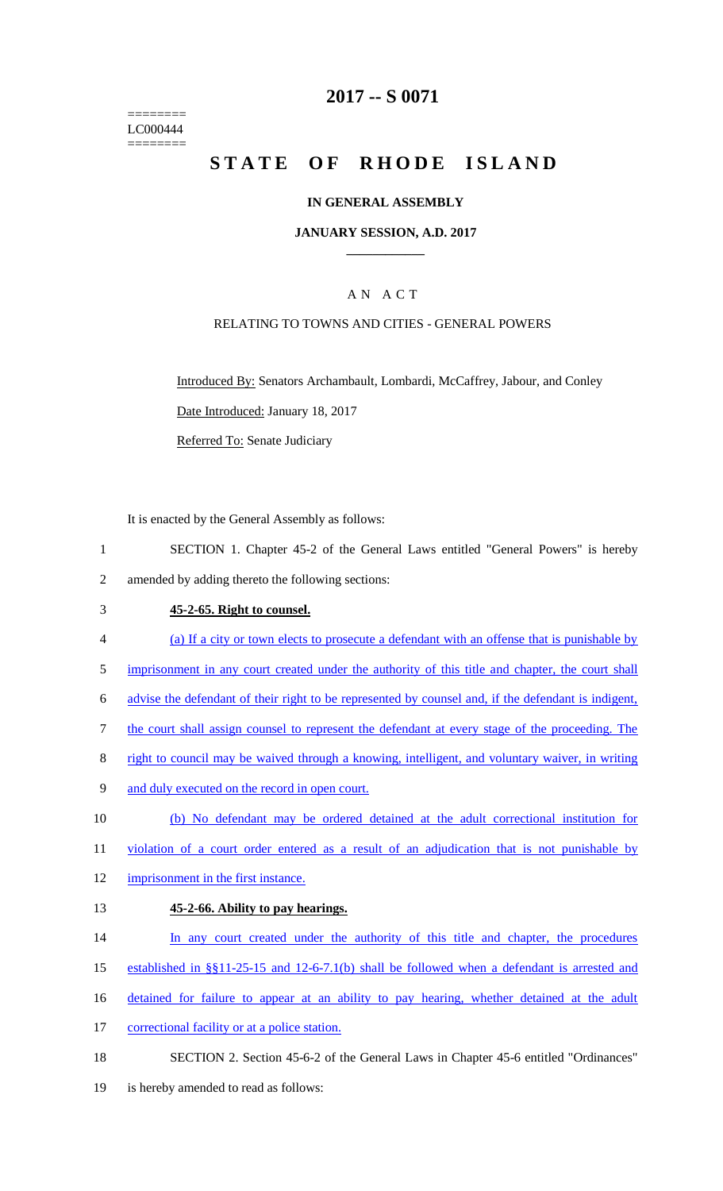========
LC000444
========

# 2017 -- S 0071

# STATE OF RHODE ISLAND

## IN GENERAL ASSEMBLY

### JANUARY SESSION, A.D. 2017

### A N A C T

RELATING TO TOWNS AND CITIES - GENERAL POWERS

Introduced By: Senators Archambault, Lombardi, McCaffrey, Jabour, and Conley

Date Introduced: January 18, 2017

Referred To: Senate Judiciary

It is enacted by the General Assembly as follows:

1 SECTION 1. Chapter 45-2 of the General Laws entitled "General Powers" is hereby
2 amended by adding thereto the following sections:

3 **45-2-65. Right to counsel.**

4 (a) If a city or town elects to prosecute a defendant with an offense that is punishable by
5 imprisonment in any court created under the authority of this title and chapter, the court shall
6 advise the defendant of their right to be represented by counsel and, if the defendant is indigent,
7 the court shall assign counsel to represent the defendant at every stage of the proceeding. The
8 right to council may be waived through a knowing, intelligent, and voluntary waiver, in writing
9 and duly executed on the record in open court.

10 (b) No defendant may be ordered detained at the adult correctional institution for
11 violation of a court order entered as a result of an adjudication that is not punishable by
12 imprisonment in the first instance.

13 **45-2-66. Ability to pay hearings.**

14 In any court created under the authority of this title and chapter, the procedures
15 established in §§11-25-15 and 12-6-7.1(b) shall be followed when a defendant is arrested and
16 detained for failure to appear at an ability to pay hearing, whether detained at the adult
17 correctional facility or at a police station.

18 SECTION 2. Section 45-6-2 of the General Laws in Chapter 45-6 entitled "Ordinances"
19 is hereby amended to read as follows: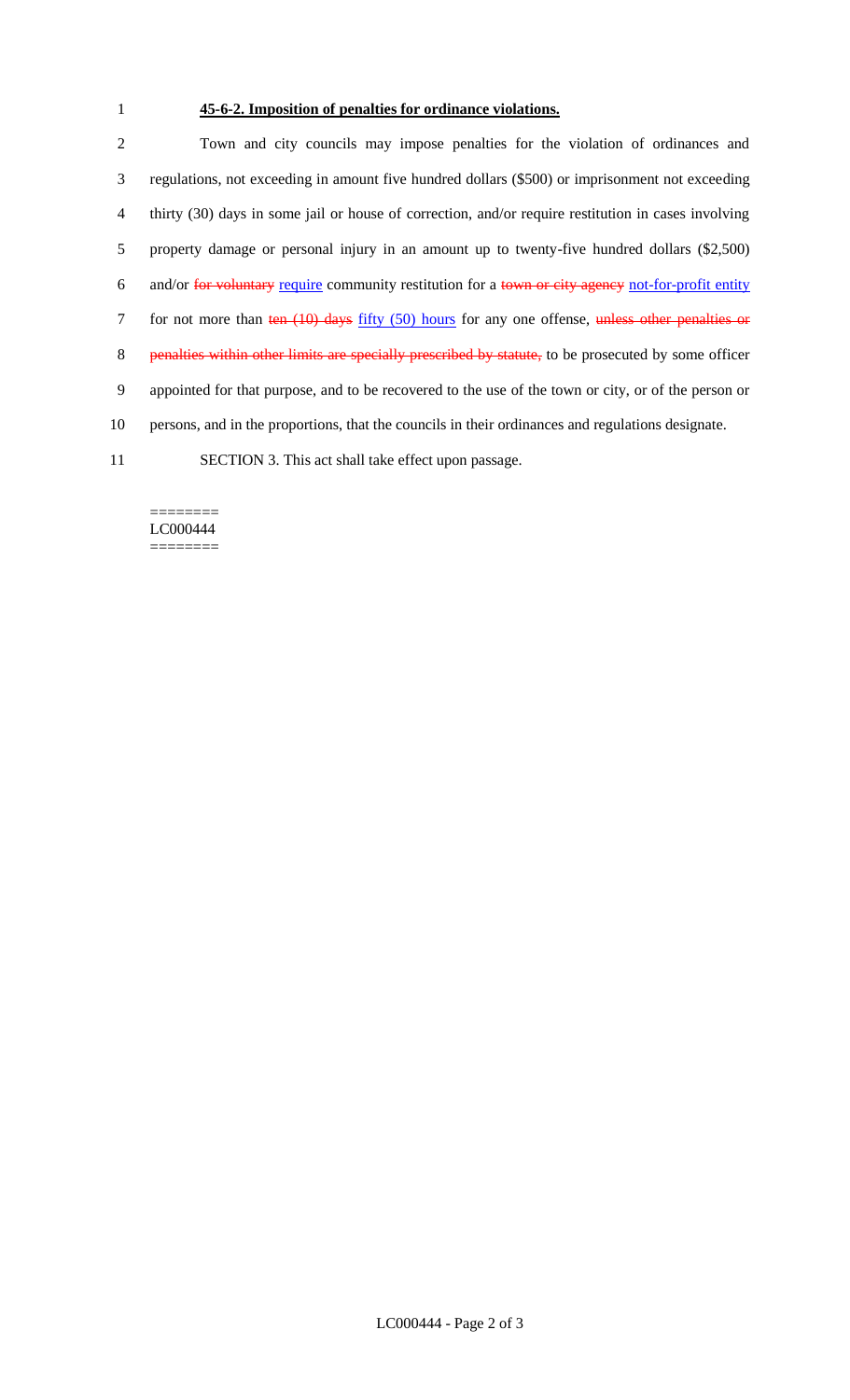**45-6-2. Imposition of penalties for ordinance violations.**

Town and city councils may impose penalties for the violation of ordinances and regulations, not exceeding in amount five hundred dollars ($500) or imprisonment not exceeding thirty (30) days in some jail or house of correction, and/or require restitution in cases involving property damage or personal injury in an amount up to twenty-five hundred dollars ($2,500) and/or ~~for voluntary~~ <u>require</u> community restitution for a ~~town or city agency~~ <u>not-for-profit entity</u> for not more than ~~ten (10) days~~ <u>fifty (50) hours</u> for any one offense, ~~unless other penalties or penalties within other limits are specially prescribed by statute,~~ to be prosecuted by some officer appointed for that purpose, and to be recovered to the use of the town or city, or of the person or persons, and in the proportions, that the councils in their ordinances and regulations designate.

SECTION 3. This act shall take effect upon passage.

========
LC000444
========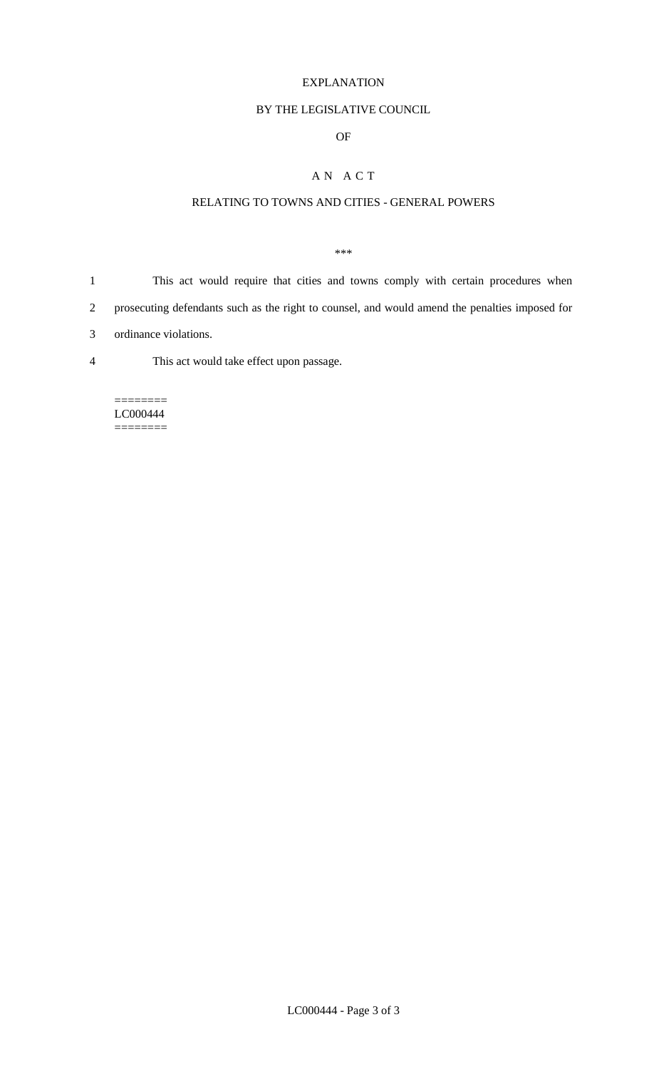EXPLANATION

BY THE LEGISLATIVE COUNCIL

OF

A N  A C T

RELATING TO TOWNS AND CITIES - GENERAL POWERS

\*\*\*

1 This act would require that cities and towns comply with certain procedures when
2 prosecuting defendants such as the right to counsel, and would amend the penalties imposed for
3 ordinance violations.
4 This act would take effect upon passage.

========
LC000444
========